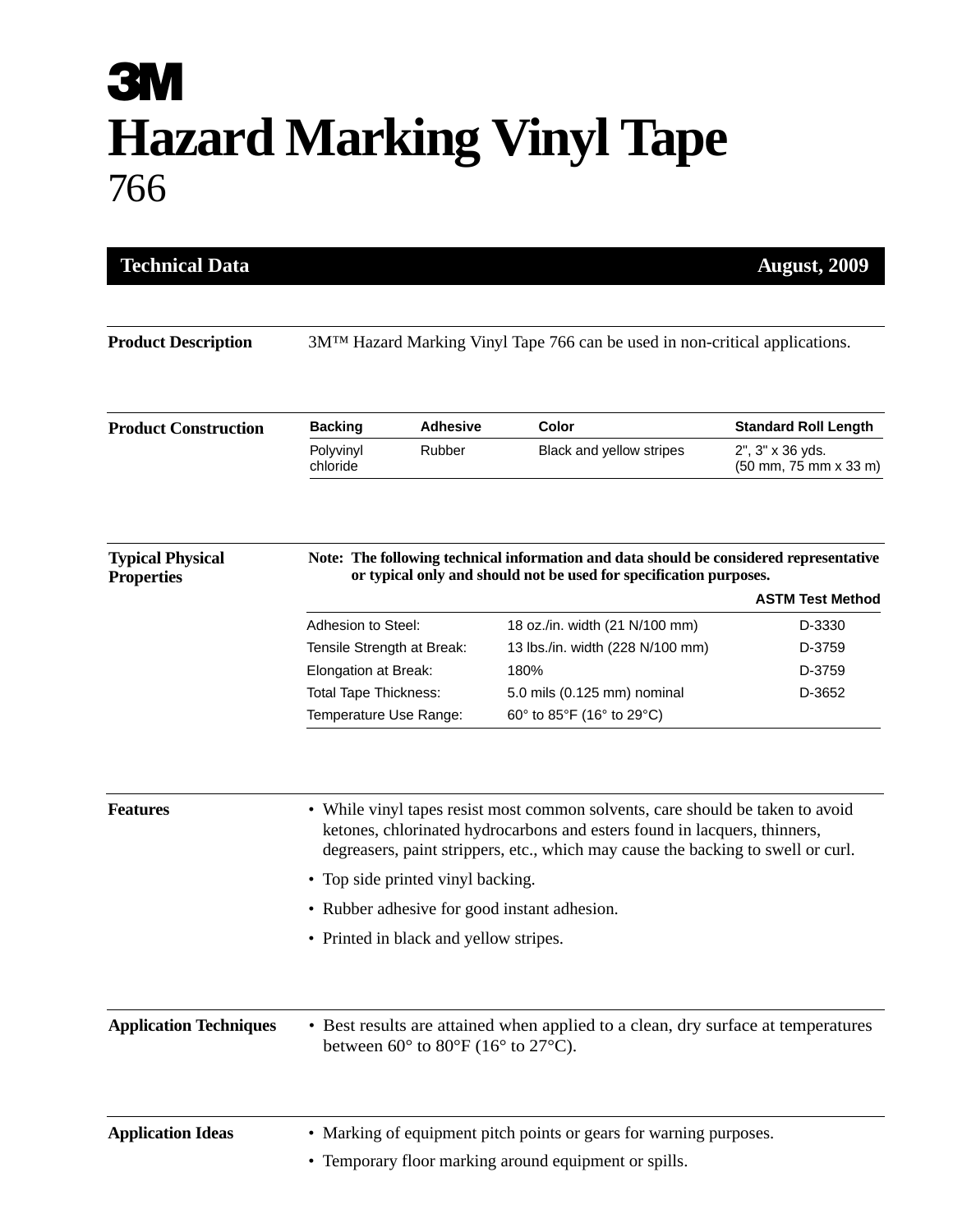# 3M

# Hazard Marking Vinyl Tape

## 766

**Technical Data** — **August, 2009**

---

**Product Description**

3M™ Hazard Marking Vinyl Tape 766 can be used in non-critical applications.

---

**Product Construction**

| Backing | Adhesive | Color | Standard Roll Length |
|---|---|---|---|
| Polyvinyl chloride | Rubber | Black and yellow stripes | 2", 3" x 36 yds. (50 mm, 75 mm x 33 m) |

---

**Typical Physical Properties**

**Note: The following technical information and data should be considered representative or typical only and should not be used for specification purposes.**

| | | ASTM Test Method |
|---|---|---|
| Adhesion to Steel: | 18 oz./in. width (21 N/100 mm) | D-3330 |
| Tensile Strength at Break: | 13 lbs./in. width (228 N/100 mm) | D-3759 |
| Elongation at Break: | 180% | D-3759 |
| Total Tape Thickness: | 5.0 mils (0.125 mm) nominal | D-3652 |
| Temperature Use Range: | 60° to 85°F (16° to 29°C) | |

---

**Features**

- While vinyl tapes resist most common solvents, care should be taken to avoid ketones, chlorinated hydrocarbons and esters found in lacquers, thinners, degreasers, paint strippers, etc., which may cause the backing to swell or curl.
- Top side printed vinyl backing.
- Rubber adhesive for good instant adhesion.
- Printed in black and yellow stripes.

---

**Application Techniques**

- Best results are attained when applied to a clean, dry surface at temperatures between 60° to 80°F (16° to 27°C).

---

**Application Ideas**

- Marking of equipment pitch points or gears for warning purposes.
- Temporary floor marking around equipment or spills.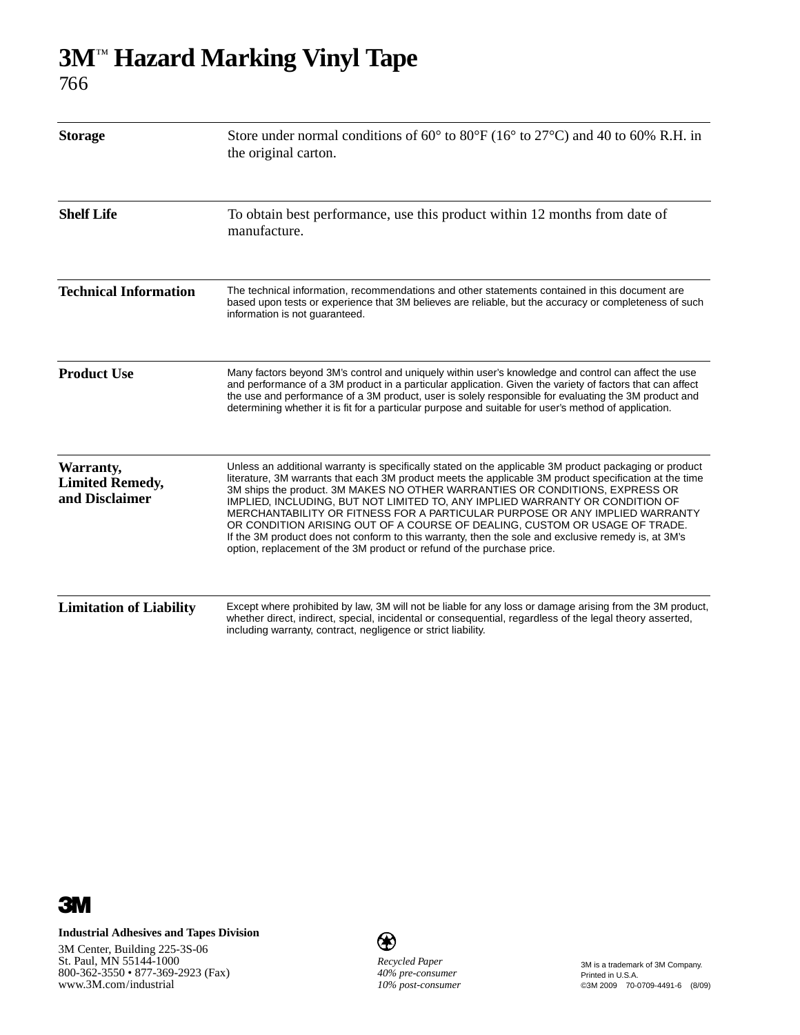# 3M™ Hazard Marking Vinyl Tape

766

| | |
|---|---|
| **Storage** | Store under normal conditions of 60° to 80°F (16° to 27°C) and 40 to 60% R.H. in the original carton. |
| **Shelf Life** | To obtain best performance, use this product within 12 months from date of manufacture. |
| **Technical Information** | The technical information, recommendations and other statements contained in this document are based upon tests or experience that 3M believes are reliable, but the accuracy or completeness of such information is not guaranteed. |
| **Product Use** | Many factors beyond 3M's control and uniquely within user's knowledge and control can affect the use and performance of a 3M product in a particular application. Given the variety of factors that can affect the use and performance of a 3M product, user is solely responsible for evaluating the 3M product and determining whether it is fit for a particular purpose and suitable for user's method of application. |
| **Warranty, Limited Remedy, and Disclaimer** | Unless an additional warranty is specifically stated on the applicable 3M product packaging or product literature, 3M warrants that each 3M product meets the applicable 3M product specification at the time 3M ships the product. 3M MAKES NO OTHER WARRANTIES OR CONDITIONS, EXPRESS OR IMPLIED, INCLUDING, BUT NOT LIMITED TO, ANY IMPLIED WARRANTY OR CONDITION OF MERCHANTABILITY OR FITNESS FOR A PARTICULAR PURPOSE OR ANY IMPLIED WARRANTY OR CONDITION ARISING OUT OF A COURSE OF DEALING, CUSTOM OR USAGE OF TRADE. If the 3M product does not conform to this warranty, then the sole and exclusive remedy is, at 3M's option, replacement of the 3M product or refund of the purchase price. |
| **Limitation of Liability** | Except where prohibited by law, 3M will not be liable for any loss or damage arising from the 3M product, whether direct, indirect, special, incidental or consequential, regardless of the legal theory asserted, including warranty, contract, negligence or strict liability. |

3M

**Industrial Adhesives and Tapes Division**

3M Center, Building 225-3S-06
St. Paul, MN 55144-1000
800-362-3550 • 877-369-2923 (Fax)
www.3M.com/industrial

*Recycled Paper*
*40% pre-consumer*
*10% post-consumer*

3M is a trademark of 3M Company.
Printed in U.S.A.
©3M 2009 70-0709-4491-6 (8/09)